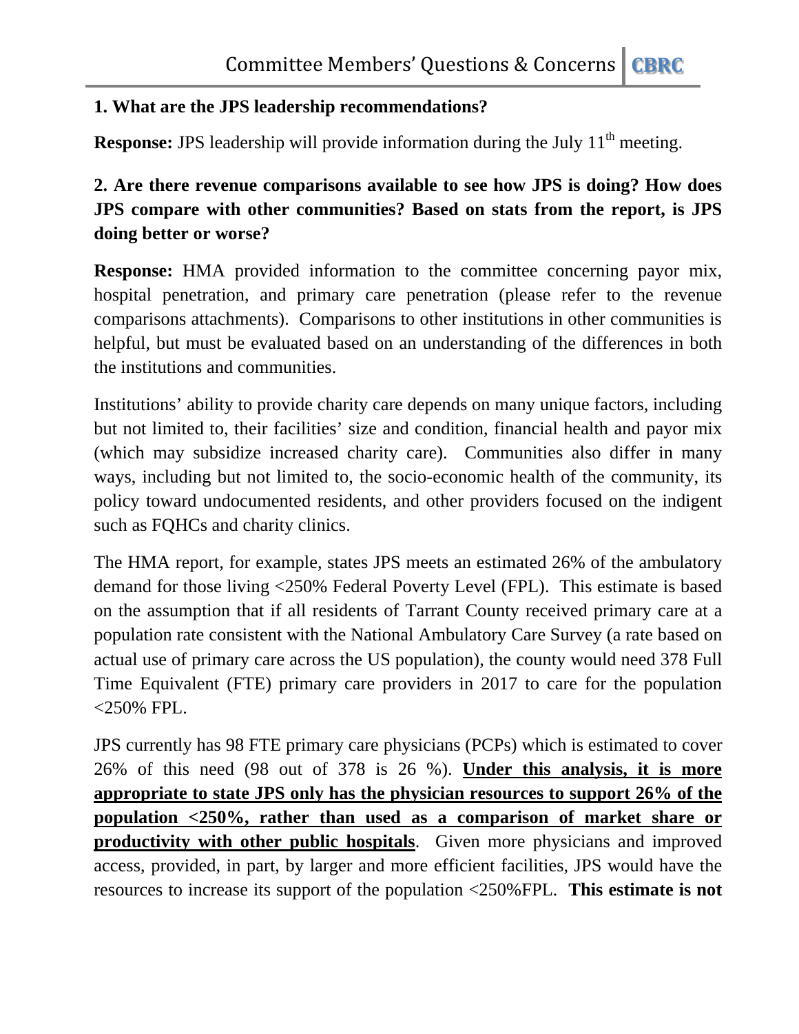**1. What are the JPS leadership recommendations?**

**Response:** JPS leadership will provide information during the July 11th meeting.

**2. Are there revenue comparisons available to see how JPS is doing? How does JPS compare with other communities? Based on stats from the report, is JPS doing better or worse?**

**Response:** HMA provided information to the committee concerning payor mix, hospital penetration, and primary care penetration (please refer to the revenue comparisons attachments). Comparisons to other institutions in other communities is helpful, but must be evaluated based on an understanding of the differences in both the institutions and communities.

Institutions' ability to provide charity care depends on many unique factors, including but not limited to, their facilities' size and condition, financial health and payor mix (which may subsidize increased charity care). Communities also differ in many ways, including but not limited to, the socio-economic health of the community, its policy toward undocumented residents, and other providers focused on the indigent such as FQHCs and charity clinics.

The HMA report, for example, states JPS meets an estimated 26% of the ambulatory demand for those living <250% Federal Poverty Level (FPL). This estimate is based on the assumption that if all residents of Tarrant County received primary care at a population rate consistent with the National Ambulatory Care Survey (a rate based on actual use of primary care across the US population), the county would need 378 Full Time Equivalent (FTE) primary care providers in 2017 to care for the population <250% FPL.

JPS currently has 98 FTE primary care physicians (PCPs) which is estimated to cover 26% of this need (98 out of 378 is 26 %). **Under this analysis, it is more appropriate to state JPS only has the physician resources to support 26% of the population <250%, rather than used as a comparison of market share or productivity with other public hospitals**. Given more physicians and improved access, provided, in part, by larger and more efficient facilities, JPS would have the resources to increase its support of the population <250%FPL. **This estimate is not**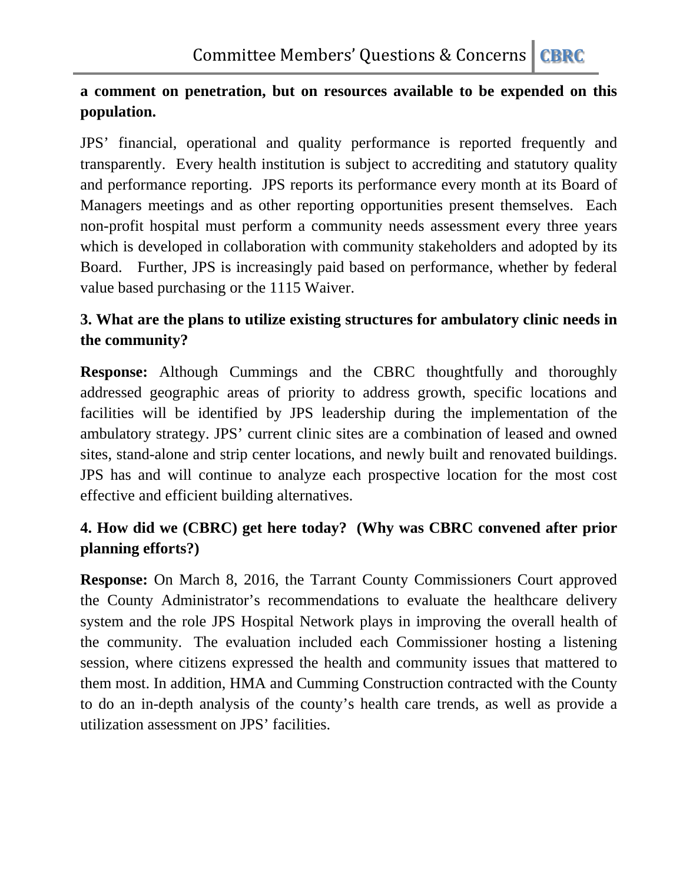**a comment on penetration, but on resources available to be expended on this population.**

JPS' financial, operational and quality performance is reported frequently and transparently. Every health institution is subject to accrediting and statutory quality and performance reporting. JPS reports its performance every month at its Board of Managers meetings and as other reporting opportunities present themselves. Each non-profit hospital must perform a community needs assessment every three years which is developed in collaboration with community stakeholders and adopted by its Board. Further, JPS is increasingly paid based on performance, whether by federal value based purchasing or the 1115 Waiver.

**3. What are the plans to utilize existing structures for ambulatory clinic needs in the community?**

**Response:** Although Cummings and the CBRC thoughtfully and thoroughly addressed geographic areas of priority to address growth, specific locations and facilities will be identified by JPS leadership during the implementation of the ambulatory strategy. JPS' current clinic sites are a combination of leased and owned sites, stand-alone and strip center locations, and newly built and renovated buildings. JPS has and will continue to analyze each prospective location for the most cost effective and efficient building alternatives.

**4. How did we (CBRC) get here today? (Why was CBRC convened after prior planning efforts?)**

**Response:** On March 8, 2016, the Tarrant County Commissioners Court approved the County Administrator's recommendations to evaluate the healthcare delivery system and the role JPS Hospital Network plays in improving the overall health of the community. The evaluation included each Commissioner hosting a listening session, where citizens expressed the health and community issues that mattered to them most. In addition, HMA and Cumming Construction contracted with the County to do an in-depth analysis of the county's health care trends, as well as provide a utilization assessment on JPS' facilities.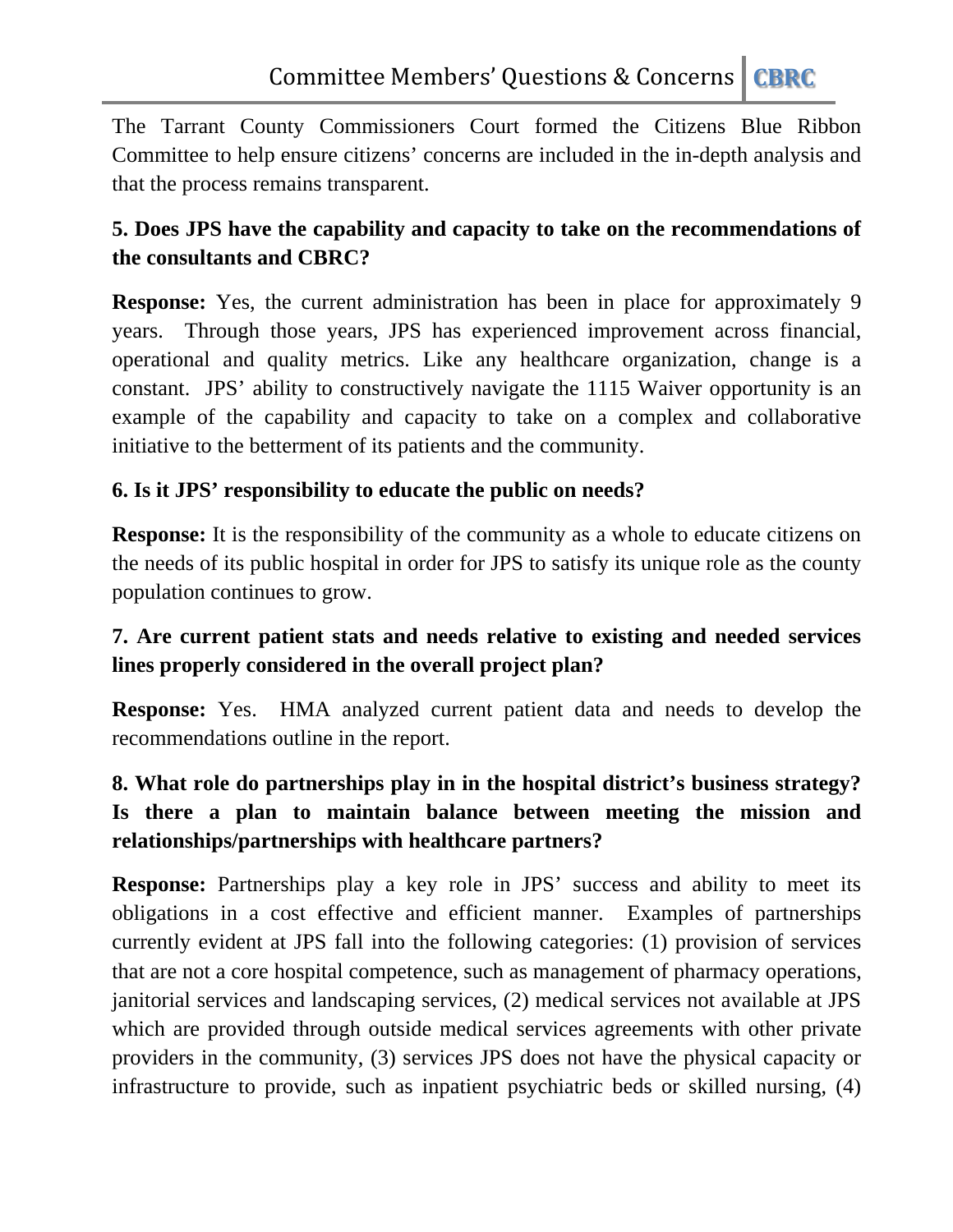The Tarrant County Commissioners Court formed the Citizens Blue Ribbon Committee to help ensure citizens' concerns are included in the in-depth analysis and that the process remains transparent.

**5. Does JPS have the capability and capacity to take on the recommendations of the consultants and CBRC?**

**Response:** Yes, the current administration has been in place for approximately 9 years. Through those years, JPS has experienced improvement across financial, operational and quality metrics. Like any healthcare organization, change is a constant. JPS' ability to constructively navigate the 1115 Waiver opportunity is an example of the capability and capacity to take on a complex and collaborative initiative to the betterment of its patients and the community.

**6. Is it JPS' responsibility to educate the public on needs?**

**Response:** It is the responsibility of the community as a whole to educate citizens on the needs of its public hospital in order for JPS to satisfy its unique role as the county population continues to grow.

**7. Are current patient stats and needs relative to existing and needed services lines properly considered in the overall project plan?**

**Response:** Yes. HMA analyzed current patient data and needs to develop the recommendations outline in the report.

**8. What role do partnerships play in in the hospital district's business strategy? Is there a plan to maintain balance between meeting the mission and relationships/partnerships with healthcare partners?**

**Response:** Partnerships play a key role in JPS' success and ability to meet its obligations in a cost effective and efficient manner. Examples of partnerships currently evident at JPS fall into the following categories: (1) provision of services that are not a core hospital competence, such as management of pharmacy operations, janitorial services and landscaping services, (2) medical services not available at JPS which are provided through outside medical services agreements with other private providers in the community, (3) services JPS does not have the physical capacity or infrastructure to provide, such as inpatient psychiatric beds or skilled nursing, (4)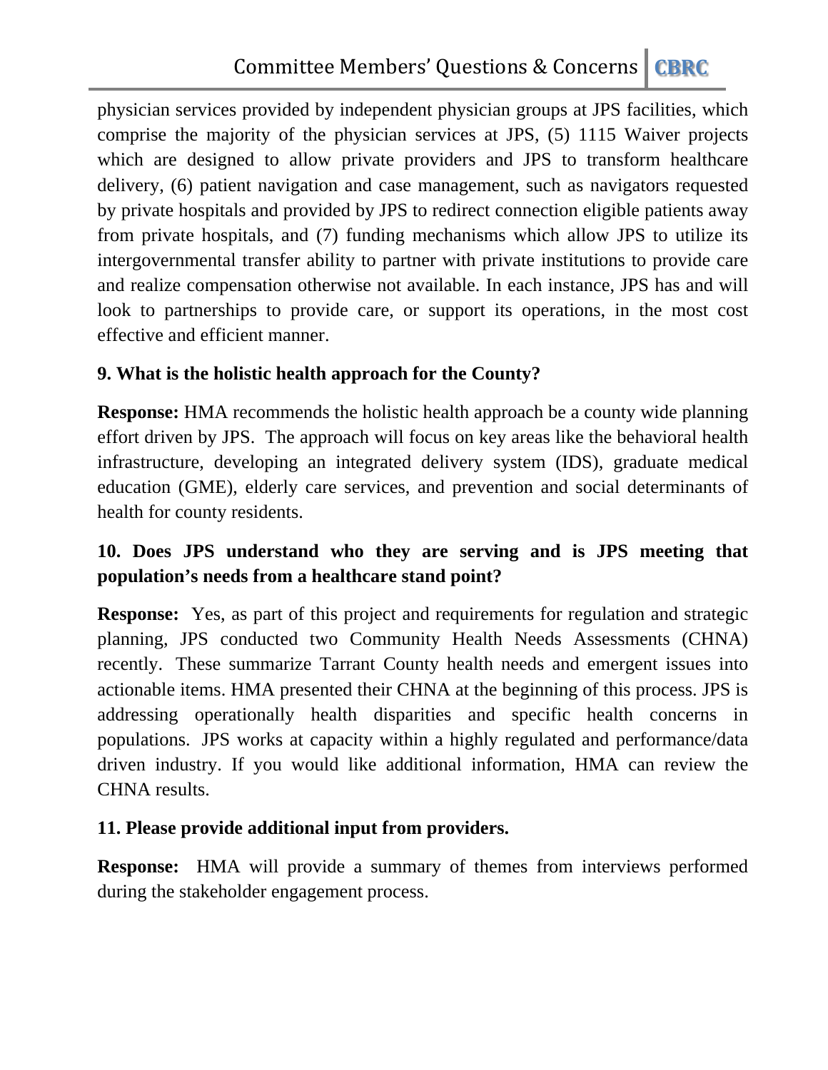physician services provided by independent physician groups at JPS facilities, which comprise the majority of the physician services at JPS, (5) 1115 Waiver projects which are designed to allow private providers and JPS to transform healthcare delivery, (6) patient navigation and case management, such as navigators requested by private hospitals and provided by JPS to redirect connection eligible patients away from private hospitals, and (7) funding mechanisms which allow JPS to utilize its intergovernmental transfer ability to partner with private institutions to provide care and realize compensation otherwise not available. In each instance, JPS has and will look to partnerships to provide care, or support its operations, in the most cost effective and efficient manner.

**9. What is the holistic health approach for the County?**

**Response:** HMA recommends the holistic health approach be a county wide planning effort driven by JPS. The approach will focus on key areas like the behavioral health infrastructure, developing an integrated delivery system (IDS), graduate medical education (GME), elderly care services, and prevention and social determinants of health for county residents.

**10. Does JPS understand who they are serving and is JPS meeting that population's needs from a healthcare stand point?**

**Response:** Yes, as part of this project and requirements for regulation and strategic planning, JPS conducted two Community Health Needs Assessments (CHNA) recently. These summarize Tarrant County health needs and emergent issues into actionable items. HMA presented their CHNA at the beginning of this process. JPS is addressing operationally health disparities and specific health concerns in populations. JPS works at capacity within a highly regulated and performance/data driven industry. If you would like additional information, HMA can review the CHNA results.

**11. Please provide additional input from providers.**

**Response:** HMA will provide a summary of themes from interviews performed during the stakeholder engagement process.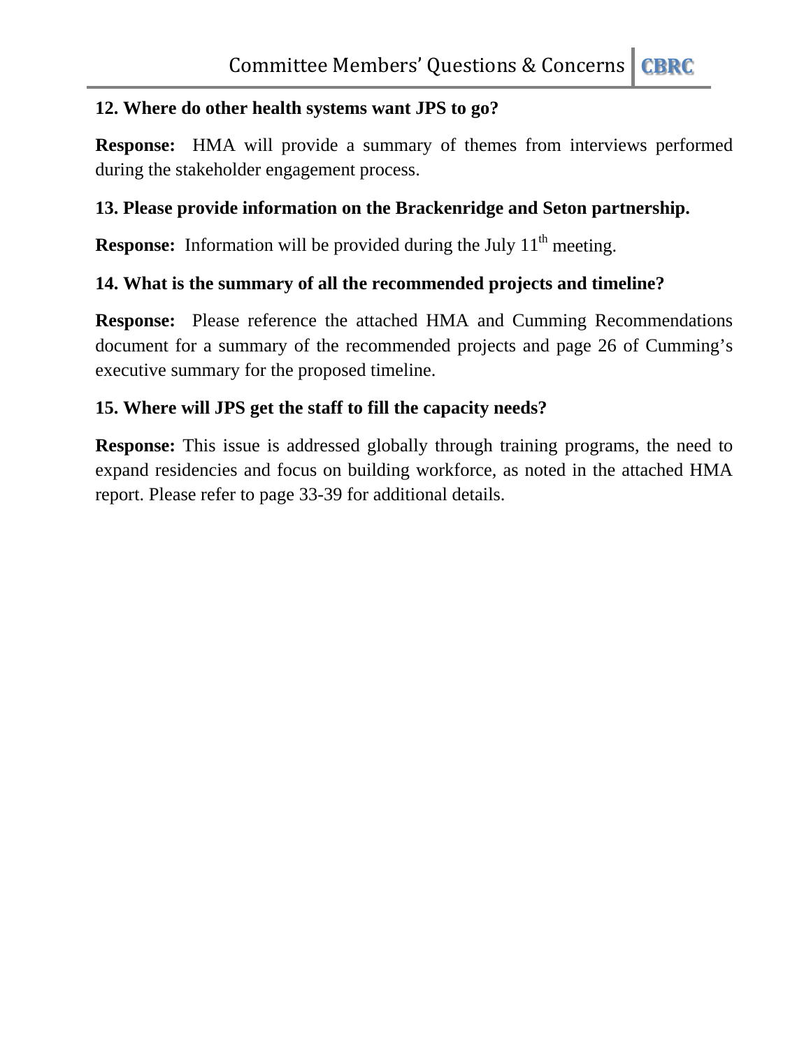**12. Where do other health systems want JPS to go?**

**Response:** HMA will provide a summary of themes from interviews performed during the stakeholder engagement process.

**13. Please provide information on the Brackenridge and Seton partnership.**

**Response:** Information will be provided during the July 11th meeting.

**14. What is the summary of all the recommended projects and timeline?**

**Response:** Please reference the attached HMA and Cumming Recommendations document for a summary of the recommended projects and page 26 of Cumming's executive summary for the proposed timeline.

**15. Where will JPS get the staff to fill the capacity needs?**

**Response:** This issue is addressed globally through training programs, the need to expand residencies and focus on building workforce, as noted in the attached HMA report. Please refer to page 33-39 for additional details.